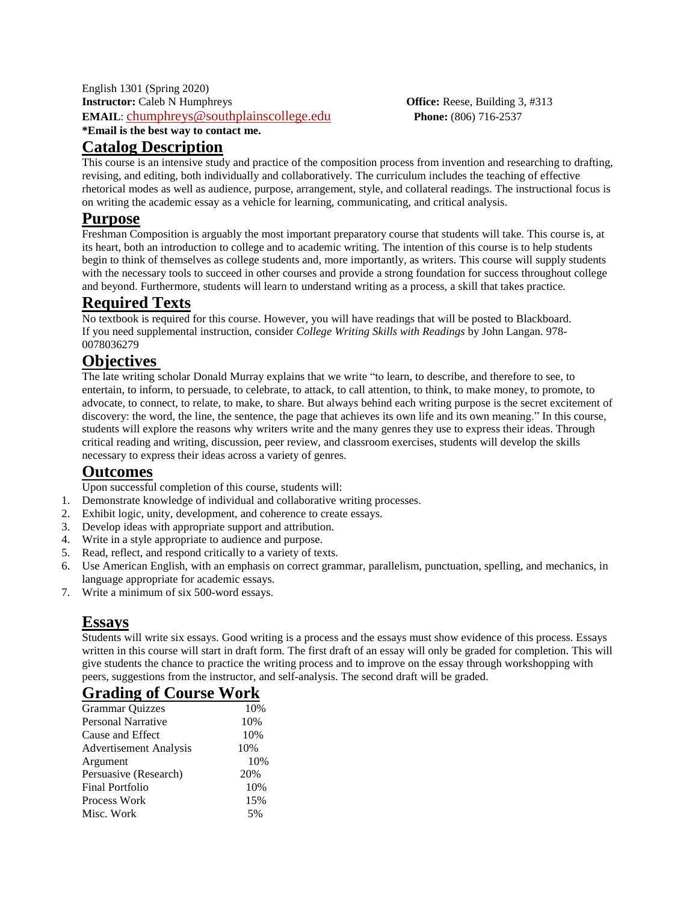English 1301 (Spring 2020)
**Instructor:** Caleb N Humphreys
**Office:** Reese, Building 3, #313
**EMAIL**: chumphreys@southplainscollege.edu
**Phone:** (806) 716-2537
**\*Email is the best way to contact me.**

## Catalog Description

This course is an intensive study and practice of the composition process from invention and researching to drafting, revising, and editing, both individually and collaboratively. The curriculum includes the teaching of effective rhetorical modes as well as audience, purpose, arrangement, style, and collateral readings. The instructional focus is on writing the academic essay as a vehicle for learning, communicating, and critical analysis.

## Purpose

Freshman Composition is arguably the most important preparatory course that students will take. This course is, at its heart, both an introduction to college and to academic writing. The intention of this course is to help students begin to think of themselves as college students and, more importantly, as writers. This course will supply students with the necessary tools to succeed in other courses and provide a strong foundation for success throughout college and beyond. Furthermore, students will learn to understand writing as a process, a skill that takes practice.

## Required Texts

No textbook is required for this course. However, you will have readings that will be posted to Blackboard. If you need supplemental instruction, consider *College Writing Skills with Readings* by John Langan. 978-0078036279

## Objectives

The late writing scholar Donald Murray explains that we write "to learn, to describe, and therefore to see, to entertain, to inform, to persuade, to celebrate, to attack, to call attention, to think, to make money, to promote, to advocate, to connect, to relate, to make, to share. But always behind each writing purpose is the secret excitement of discovery: the word, the line, the sentence, the page that achieves its own life and its own meaning." In this course, students will explore the reasons why writers write and the many genres they use to express their ideas. Through critical reading and writing, discussion, peer review, and classroom exercises, students will develop the skills necessary to express their ideas across a variety of genres.

## Outcomes

Upon successful completion of this course, students will:

1. Demonstrate knowledge of individual and collaborative writing processes.
2. Exhibit logic, unity, development, and coherence to create essays.
3. Develop ideas with appropriate support and attribution.
4. Write in a style appropriate to audience and purpose.
5. Read, reflect, and respond critically to a variety of texts.
6. Use American English, with an emphasis on correct grammar, parallelism, punctuation, spelling, and mechanics, in language appropriate for academic essays.
7. Write a minimum of six 500-word essays.

## Essays

Students will write six essays. Good writing is a process and the essays must show evidence of this process. Essays written in this course will start in draft form. The first draft of an essay will only be graded for completion. This will give students the chance to practice the writing process and to improve on the essay through workshopping with peers, suggestions from the instructor, and self-analysis. The second draft will be graded.

## Grading of Course Work

| Assignment | Weight |
|---|---|
| Grammar Quizzes | 10% |
| Personal Narrative | 10% |
| Cause and Effect | 10% |
| Advertisement Analysis | 10% |
| Argument | 10% |
| Persuasive (Research) | 20% |
| Final Portfolio | 10% |
| Process Work | 15% |
| Misc. Work | 5% |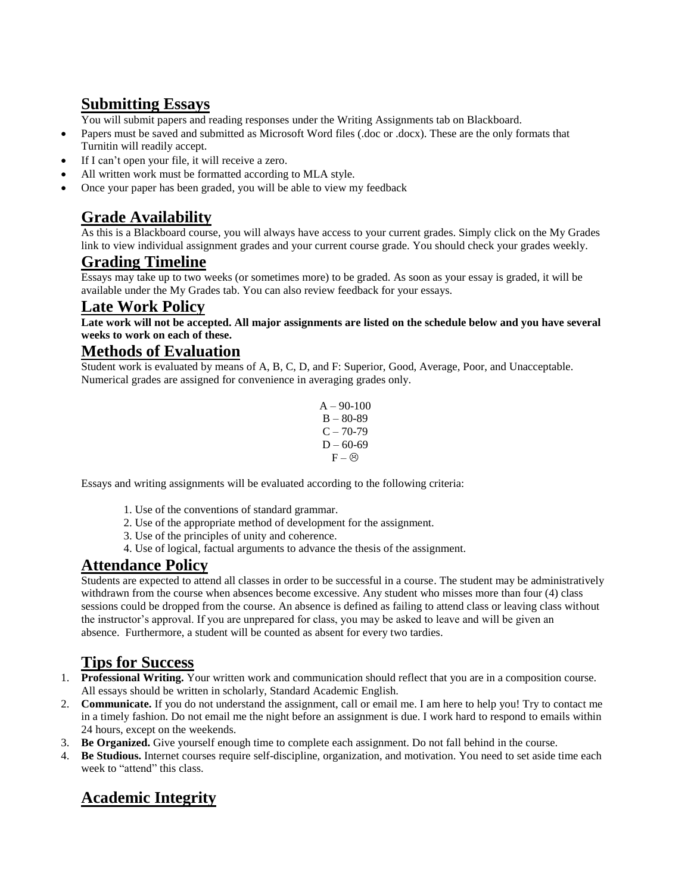## Submitting Essays

You will submit papers and reading responses under the Writing Assignments tab on Blackboard.

- Papers must be saved and submitted as Microsoft Word files (.doc or .docx). These are the only formats that Turnitin will readily accept.
- If I can't open your file, it will receive a zero.
- All written work must be formatted according to MLA style.
- Once your paper has been graded, you will be able to view my feedback

## Grade Availability

As this is a Blackboard course, you will always have access to your current grades. Simply click on the My Grades link to view individual assignment grades and your current course grade. You should check your grades weekly.

## Grading Timeline

Essays may take up to two weeks (or sometimes more) to be graded. As soon as your essay is graded, it will be available under the My Grades tab. You can also review feedback for your essays.

## Late Work Policy

**Late work will not be accepted. All major assignments are listed on the schedule below and you have several weeks to work on each of these.**

## Methods of Evaluation

Student work is evaluated by means of A, B, C, D, and F: Superior, Good, Average, Poor, and Unacceptable. Numerical grades are assigned for convenience in averaging grades only.

A – 90-100
B – 80-89
C – 70-79
D – 60-69
F – ☹

Essays and writing assignments will be evaluated according to the following criteria:

1. Use of the conventions of standard grammar.
2. Use of the appropriate method of development for the assignment.
3. Use of the principles of unity and coherence.
4. Use of logical, factual arguments to advance the thesis of the assignment.

## Attendance Policy

Students are expected to attend all classes in order to be successful in a course. The student may be administratively withdrawn from the course when absences become excessive. Any student who misses more than four (4) class sessions could be dropped from the course. An absence is defined as failing to attend class or leaving class without the instructor's approval. If you are unprepared for class, you may be asked to leave and will be given an absence. Furthermore, a student will be counted as absent for every two tardies.

## Tips for Success

1. **Professional Writing.** Your written work and communication should reflect that you are in a composition course. All essays should be written in scholarly, Standard Academic English.
2. **Communicate.** If you do not understand the assignment, call or email me. I am here to help you! Try to contact me in a timely fashion. Do not email me the night before an assignment is due. I work hard to respond to emails within 24 hours, except on the weekends.
3. **Be Organized.** Give yourself enough time to complete each assignment. Do not fall behind in the course.
4. **Be Studious.** Internet courses require self-discipline, organization, and motivation. You need to set aside time each week to "attend" this class.

## Academic Integrity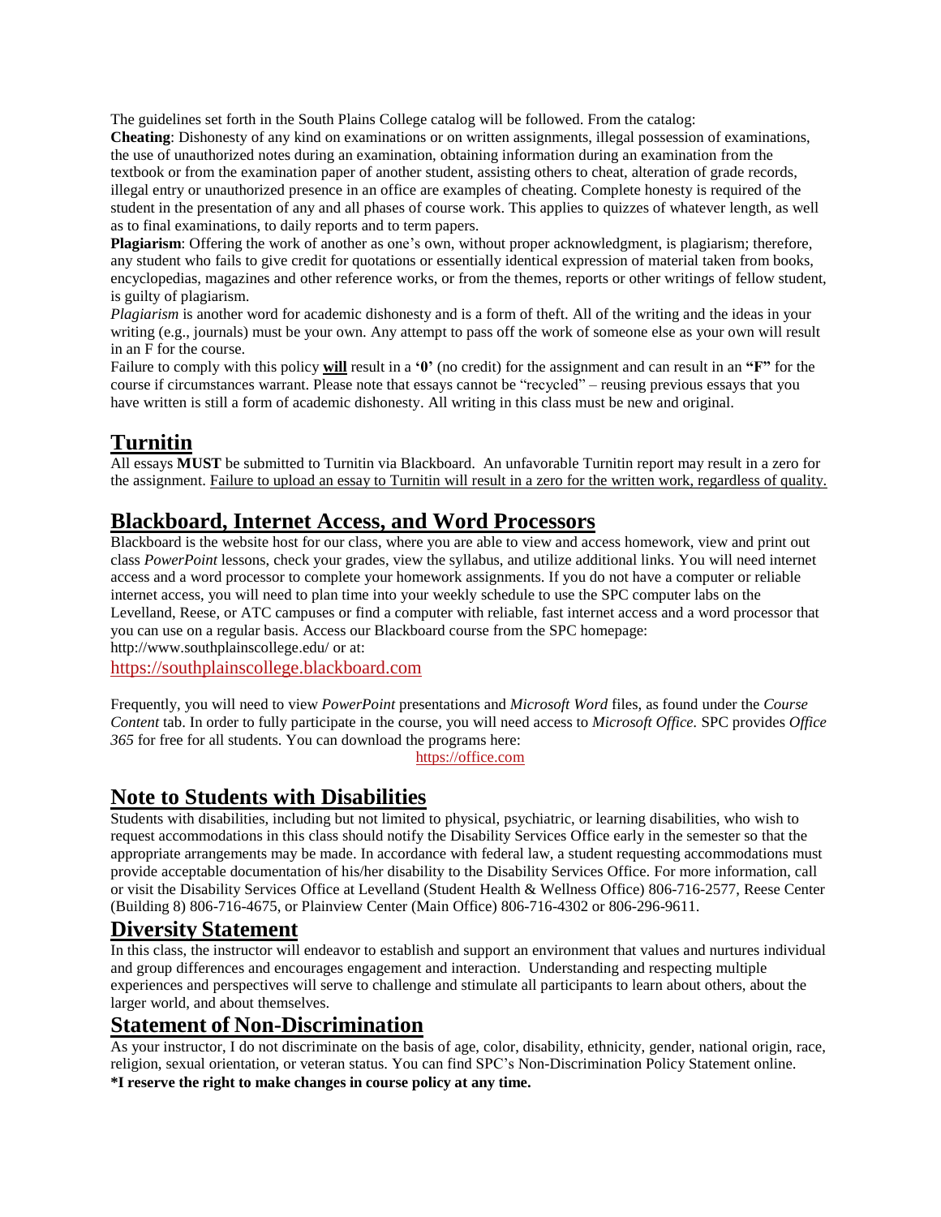The guidelines set forth in the South Plains College catalog will be followed. From the catalog:

**Cheating**: Dishonesty of any kind on examinations or on written assignments, illegal possession of examinations, the use of unauthorized notes during an examination, obtaining information during an examination from the textbook or from the examination paper of another student, assisting others to cheat, alteration of grade records, illegal entry or unauthorized presence in an office are examples of cheating. Complete honesty is required of the student in the presentation of any and all phases of course work. This applies to quizzes of whatever length, as well as to final examinations, to daily reports and to term papers.

**Plagiarism**: Offering the work of another as one's own, without proper acknowledgment, is plagiarism; therefore, any student who fails to give credit for quotations or essentially identical expression of material taken from books, encyclopedias, magazines and other reference works, or from the themes, reports or other writings of fellow student, is guilty of plagiarism.

*Plagiarism* is another word for academic dishonesty and is a form of theft. All of the writing and the ideas in your writing (e.g., journals) must be your own. Any attempt to pass off the work of someone else as your own will result in an F for the course.

Failure to comply with this policy <u>**will**</u> result in a **'0'** (no credit) for the assignment and can result in an **"F"** for the course if circumstances warrant. Please note that essays cannot be "recycled" – reusing previous essays that you have written is still a form of academic dishonesty. All writing in this class must be new and original.

## Turnitin

All essays **MUST** be submitted to Turnitin via Blackboard. An unfavorable Turnitin report may result in a zero for the assignment. <u>Failure to upload an essay to Turnitin will result in a zero for the written work, regardless of quality.</u>

## Blackboard, Internet Access, and Word Processors

Blackboard is the website host for our class, where you are able to view and access homework, view and print out class *PowerPoint* lessons, check your grades, view the syllabus, and utilize additional links. You will need internet access and a word processor to complete your homework assignments. If you do not have a computer or reliable internet access, you will need to plan time into your weekly schedule to use the SPC computer labs on the Levelland, Reese, or ATC campuses or find a computer with reliable, fast internet access and a word processor that you can use on a regular basis. Access our Blackboard course from the SPC homepage: http://www.southplainscollege.edu/ or at:

https://southplainscollege.blackboard.com

Frequently, you will need to view *PowerPoint* presentations and *Microsoft Word* files, as found under the *Course Content* tab. In order to fully participate in the course, you will need access to *Microsoft Office.* SPC provides *Office 365* for free for all students. You can download the programs here:

https://office.com

## Note to Students with Disabilities

Students with disabilities, including but not limited to physical, psychiatric, or learning disabilities, who wish to request accommodations in this class should notify the Disability Services Office early in the semester so that the appropriate arrangements may be made. In accordance with federal law, a student requesting accommodations must provide acceptable documentation of his/her disability to the Disability Services Office. For more information, call or visit the Disability Services Office at Levelland (Student Health & Wellness Office) 806-716-2577, Reese Center (Building 8) 806-716-4675, or Plainview Center (Main Office) 806-716-4302 or 806-296-9611.

## Diversity Statement

In this class, the instructor will endeavor to establish and support an environment that values and nurtures individual and group differences and encourages engagement and interaction. Understanding and respecting multiple experiences and perspectives will serve to challenge and stimulate all participants to learn about others, about the larger world, and about themselves.

## Statement of Non-Discrimination

As your instructor, I do not discriminate on the basis of age, color, disability, ethnicity, gender, national origin, race, religion, sexual orientation, or veteran status. You can find SPC's Non-Discrimination Policy Statement online.

**\*I reserve the right to make changes in course policy at any time.**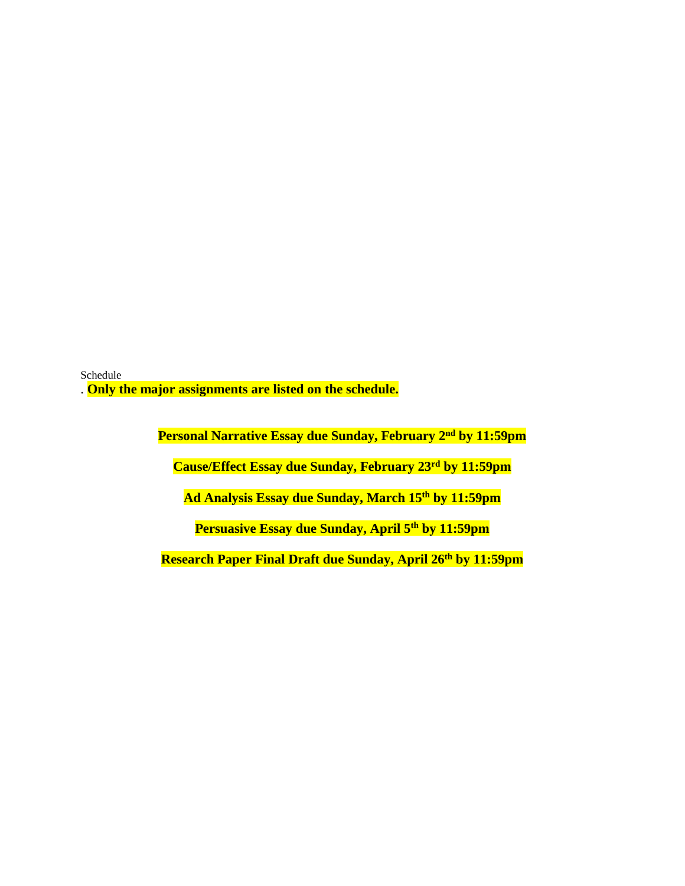Schedule

. **Only the major assignments are listed on the schedule.**

**Personal Narrative Essay due Sunday, February 2nd by 11:59pm**

**Cause/Effect Essay due Sunday, February 23rd by 11:59pm**

**Ad Analysis Essay due Sunday, March 15th by 11:59pm**

**Persuasive Essay due Sunday, April 5th by 11:59pm**

**Research Paper Final Draft due Sunday, April 26th by 11:59pm**